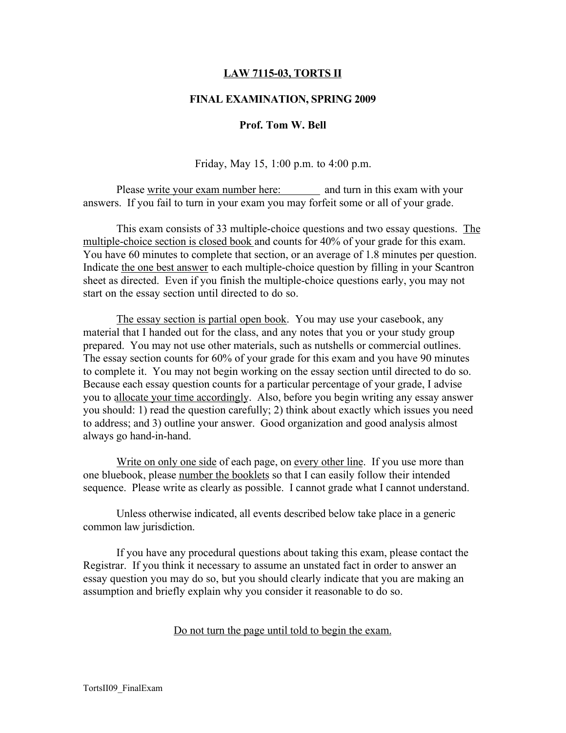**LAW 7115-03, TORTS II**

**FINAL EXAMINATION, SPRING 2009**

**Prof. Tom W. Bell**

Friday, May 15, 1:00 p.m. to 4:00 p.m.

Please write your exam number here: ________ and turn in this exam with your answers. If you fail to turn in your exam you may forfeit some or all of your grade.

This exam consists of 33 multiple-choice questions and two essay questions. The multiple-choice section is closed book and counts for 40% of your grade for this exam. You have 60 minutes to complete that section, or an average of 1.8 minutes per question. Indicate the one best answer to each multiple-choice question by filling in your Scantron sheet as directed. Even if you finish the multiple-choice questions early, you may not start on the essay section until directed to do so.

The essay section is partial open book. You may use your casebook, any material that I handed out for the class, and any notes that you or your study group prepared. You may not use other materials, such as nutshells or commercial outlines. The essay section counts for 60% of your grade for this exam and you have 90 minutes to complete it. You may not begin working on the essay section until directed to do so. Because each essay question counts for a particular percentage of your grade, I advise you to allocate your time accordingly. Also, before you begin writing any essay answer you should: 1) read the question carefully; 2) think about exactly which issues you need to address; and 3) outline your answer. Good organization and good analysis almost always go hand-in-hand.

Write on only one side of each page, on every other line. If you use more than one bluebook, please number the booklets so that I can easily follow their intended sequence. Please write as clearly as possible. I cannot grade what I cannot understand.

Unless otherwise indicated, all events described below take place in a generic common law jurisdiction.

If you have any procedural questions about taking this exam, please contact the Registrar. If you think it necessary to assume an unstated fact in order to answer an essay question you may do so, but you should clearly indicate that you are making an assumption and briefly explain why you consider it reasonable to do so.

Do not turn the page until told to begin the exam.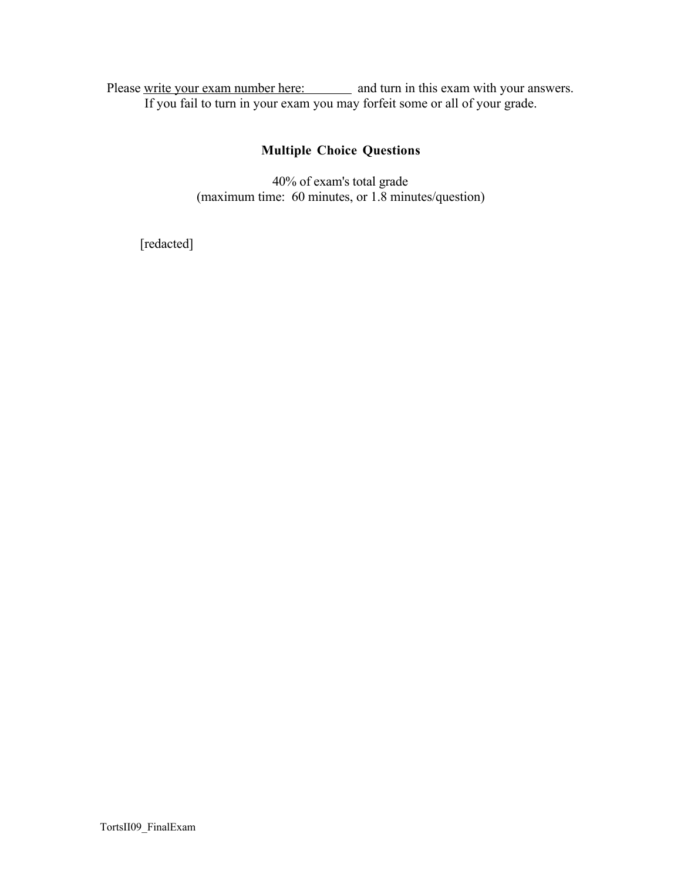Please write your exam number here: ________ and turn in this exam with your answers.
If you fail to turn in your exam you may forfeit some or all of your grade.

## Multiple Choice Questions

40% of exam's total grade
(maximum time: 60 minutes, or 1.8 minutes/question)

[redacted]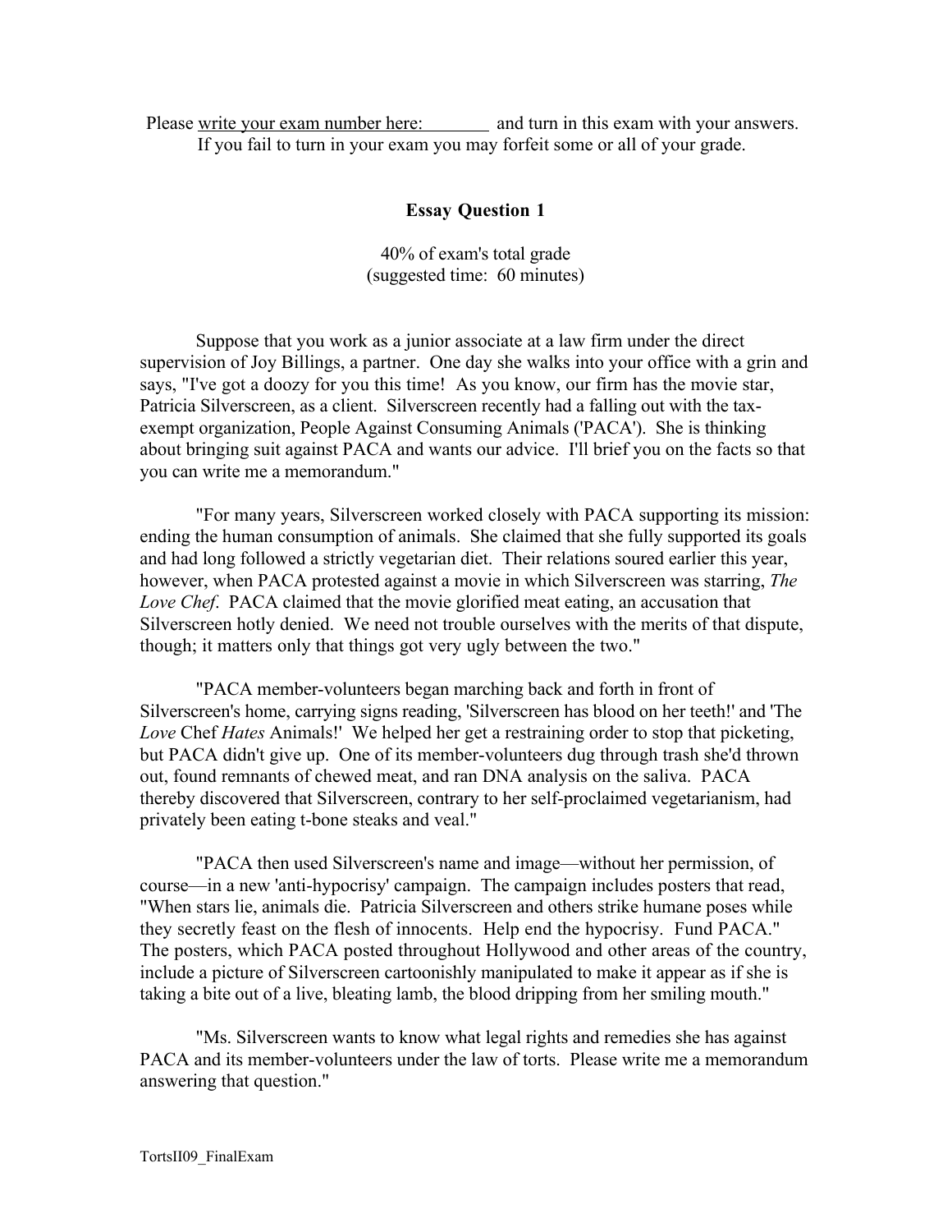Please write your exam number here: ________ and turn in this exam with your answers. If you fail to turn in your exam you may forfeit some or all of your grade.

**Essay Question 1**

40% of exam's total grade
(suggested time: 60 minutes)

Suppose that you work as a junior associate at a law firm under the direct supervision of Joy Billings, a partner. One day she walks into your office with a grin and says, "I've got a doozy for you this time! As you know, our firm has the movie star, Patricia Silverscreen, as a client. Silverscreen recently had a falling out with the tax-exempt organization, People Against Consuming Animals ('PACA'). She is thinking about bringing suit against PACA and wants our advice. I'll brief you on the facts so that you can write me a memorandum."

"For many years, Silverscreen worked closely with PACA supporting its mission: ending the human consumption of animals. She claimed that she fully supported its goals and had long followed a strictly vegetarian diet. Their relations soured earlier this year, however, when PACA protested against a movie in which Silverscreen was starring, *The Love Chef*. PACA claimed that the movie glorified meat eating, an accusation that Silverscreen hotly denied. We need not trouble ourselves with the merits of that dispute, though; it matters only that things got very ugly between the two."

"PACA member-volunteers began marching back and forth in front of Silverscreen's home, carrying signs reading, 'Silverscreen has blood on her teeth!' and 'The *Love* Chef *Hates* Animals!' We helped her get a restraining order to stop that picketing, but PACA didn't give up. One of its member-volunteers dug through trash she'd thrown out, found remnants of chewed meat, and ran DNA analysis on the saliva. PACA thereby discovered that Silverscreen, contrary to her self-proclaimed vegetarianism, had privately been eating t-bone steaks and veal."

"PACA then used Silverscreen's name and image—without her permission, of course—in a new 'anti-hypocrisy' campaign. The campaign includes posters that read, "When stars lie, animals die. Patricia Silverscreen and others strike humane poses while they secretly feast on the flesh of innocents. Help end the hypocrisy. Fund PACA." The posters, which PACA posted throughout Hollywood and other areas of the country, include a picture of Silverscreen cartoonishly manipulated to make it appear as if she is taking a bite out of a live, bleating lamb, the blood dripping from her smiling mouth."

"Ms. Silverscreen wants to know what legal rights and remedies she has against PACA and its member-volunteers under the law of torts. Please write me a memorandum answering that question."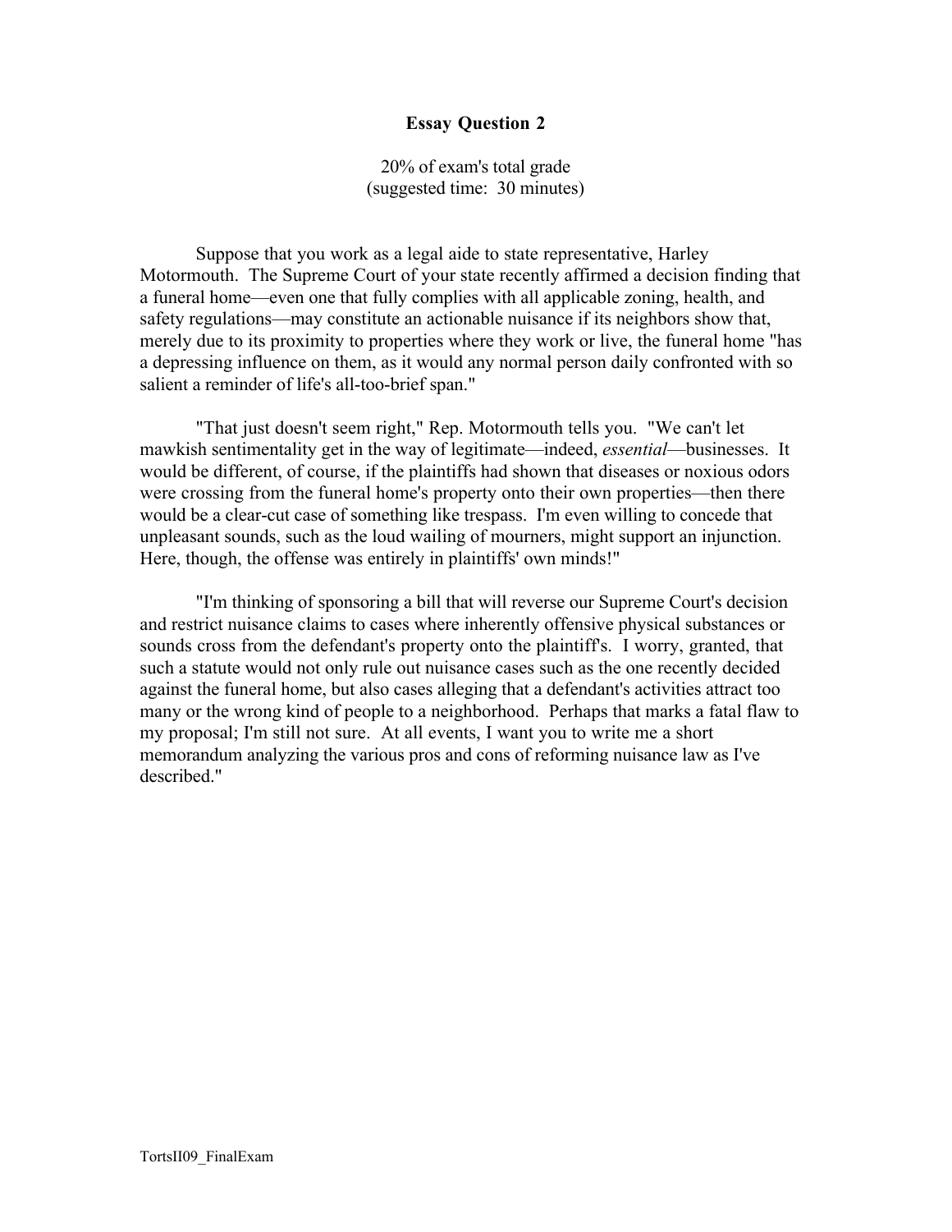# Essay Question 2

20% of exam's total grade
(suggested time: 30 minutes)

Suppose that you work as a legal aide to state representative, Harley Motormouth. The Supreme Court of your state recently affirmed a decision finding that a funeral home—even one that fully complies with all applicable zoning, health, and safety regulations—may constitute an actionable nuisance if its neighbors show that, merely due to its proximity to properties where they work or live, the funeral home "has a depressing influence on them, as it would any normal person daily confronted with so salient a reminder of life's all-too-brief span."

"That just doesn't seem right," Rep. Motormouth tells you. "We can't let mawkish sentimentality get in the way of legitimate—indeed, *essential*—businesses. It would be different, of course, if the plaintiffs had shown that diseases or noxious odors were crossing from the funeral home's property onto their own properties—then there would be a clear-cut case of something like trespass. I'm even willing to concede that unpleasant sounds, such as the loud wailing of mourners, might support an injunction. Here, though, the offense was entirely in plaintiffs' own minds!"

"I'm thinking of sponsoring a bill that will reverse our Supreme Court's decision and restrict nuisance claims to cases where inherently offensive physical substances or sounds cross from the defendant's property onto the plaintiff's. I worry, granted, that such a statute would not only rule out nuisance cases such as the one recently decided against the funeral home, but also cases alleging that a defendant's activities attract too many or the wrong kind of people to a neighborhood. Perhaps that marks a fatal flaw to my proposal; I'm still not sure. At all events, I want you to write me a short memorandum analyzing the various pros and cons of reforming nuisance law as I've described."